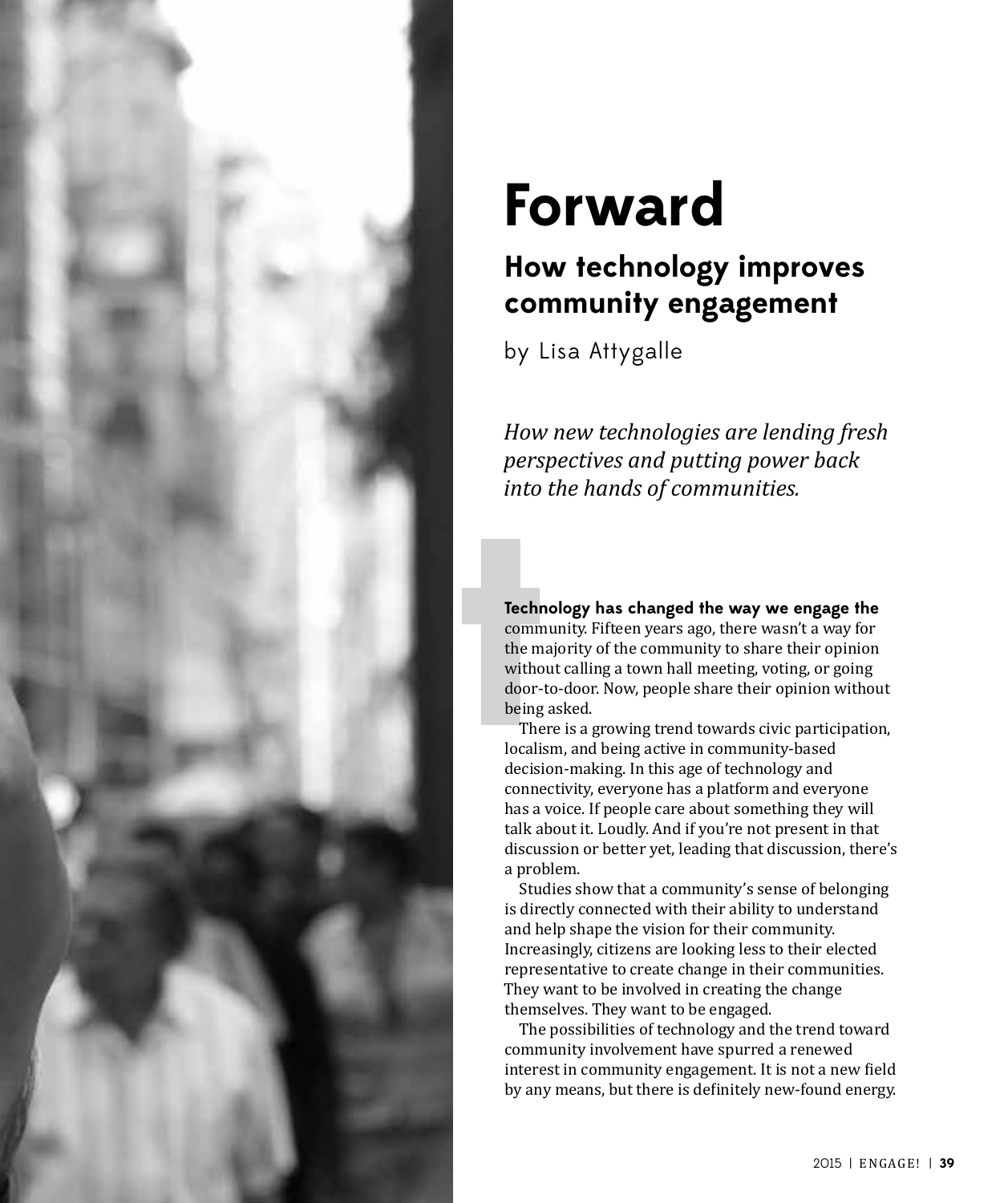# Forward

## How technology improves community engagement

by Lisa Attygalle

*How new technologies are lending fresh perspectives and putting power back into the hands of communities.*

**Technology has changed the way we engage the** community. Fifteen years ago, there wasn't a way for the majority of the community to share their opinion without calling a town hall meeting, voting, or going door-to-door. Now, people share their opinion without being asked.

There is a growing trend towards civic participation, localism, and being active in community-based decision-making. In this age of technology and connectivity, everyone has a platform and everyone has a voice. If people care about something they will talk about it. Loudly. And if you're not present in that discussion or better yet, leading that discussion, there's a problem.

Studies show that a community's sense of belonging is directly connected with their ability to understand and help shape the vision for their community. Increasingly, citizens are looking less to their elected representative to create change in their communities. They want to be involved in creating the change themselves. They want to be engaged.

The possibilities of technology and the trend toward community involvement have spurred a renewed interest in community engagement. It is not a new field by any means, but there is definitely new-found energy.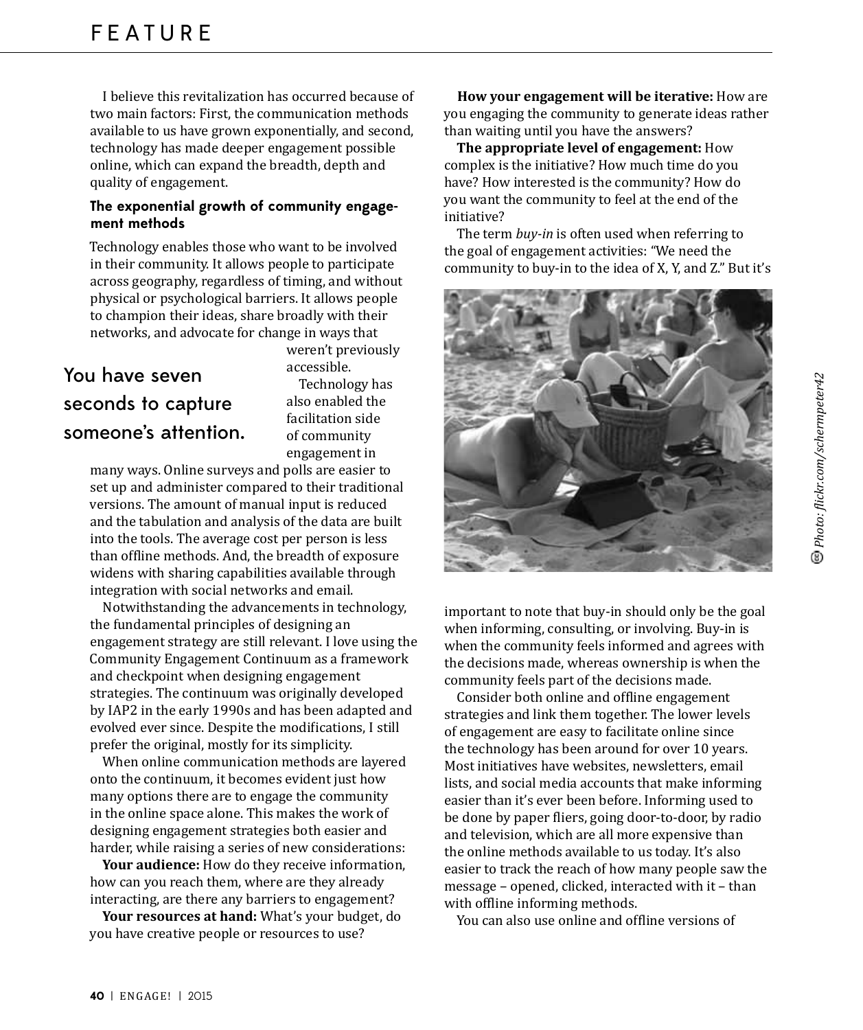I believe this revitalization has occurred because of two main factors: First, the communication methods available to us have grown exponentially, and second, technology has made deeper engagement possible online, which can expand the breadth, depth and quality of engagement.

### The exponential growth of community engagement methods

Technology enables those who want to be involved in their community. It allows people to participate across geography, regardless of timing, and without physical or psychological barriers. It allows people to champion their ideas, share broadly with their networks, and advocate for change in ways that weren't previously accessible.

> You have seven seconds to capture someone's attention.

Technology has also enabled the facilitation side of community engagement in many ways. Online surveys and polls are easier to set up and administer compared to their traditional versions. The amount of manual input is reduced and the tabulation and analysis of the data are built into the tools. The average cost per person is less than offline methods. And, the breadth of exposure widens with sharing capabilities available through integration with social networks and email.

Notwithstanding the advancements in technology, the fundamental principles of designing an engagement strategy are still relevant. I love using the Community Engagement Continuum as a framework and checkpoint when designing engagement strategies. The continuum was originally developed by IAP2 in the early 1990s and has been adapted and evolved ever since. Despite the modifications, I still prefer the original, mostly for its simplicity.

When online communication methods are layered onto the continuum, it becomes evident just how many options there are to engage the community in the online space alone. This makes the work of designing engagement strategies both easier and harder, while raising a series of new considerations:

**Your audience:** How do they receive information, how can you reach them, where are they already interacting, are there any barriers to engagement?

**Your resources at hand:** What's your budget, do you have creative people or resources to use?

**How your engagement will be iterative:** How are you engaging the community to generate ideas rather than waiting until you have the answers?

**The appropriate level of engagement:** How complex is the initiative? How much time do you have? How interested is the community? How do you want the community to feel at the end of the initiative?

The term *buy-in* is often used when referring to the goal of engagement activities: "We need the community to buy-in to the idea of X, Y, and Z." But it's important to note that buy-in should only be the goal when informing, consulting, or involving. Buy-in is when the community feels informed and agrees with the decisions made, whereas ownership is when the community feels part of the decisions made.

*Photo: flickr.com/schermpeter42*

Consider both online and offline engagement strategies and link them together. The lower levels of engagement are easy to facilitate online since the technology has been around for over 10 years. Most initiatives have websites, newsletters, email lists, and social media accounts that make informing easier than it's ever been before. Informing used to be done by paper fliers, going door-to-door, by radio and television, which are all more expensive than the online methods available to us today. It's also easier to track the reach of how many people saw the message – opened, clicked, interacted with it – than with offline informing methods.

You can also use online and offline versions of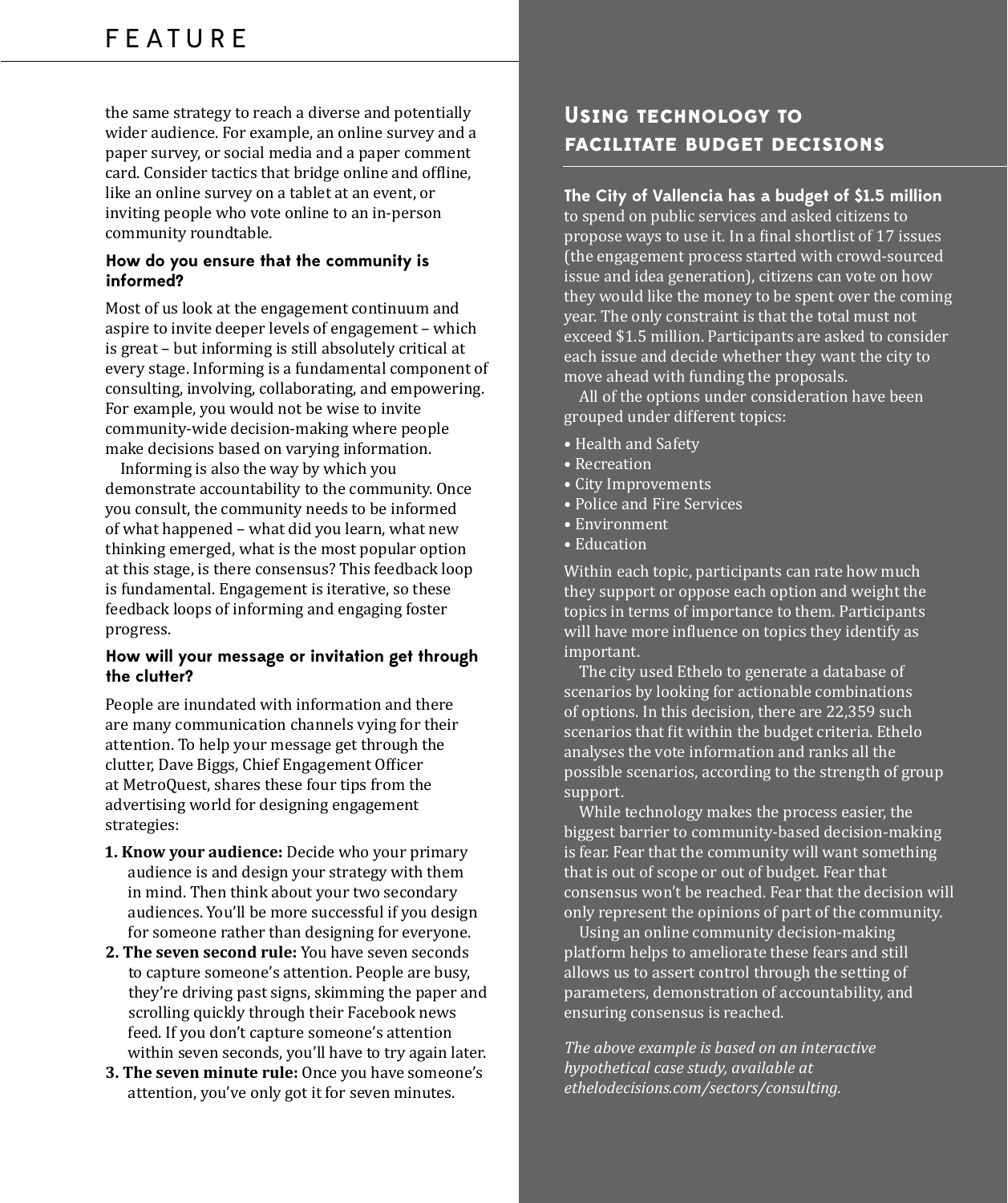the same strategy to reach a diverse and potentially wider audience. For example, an online survey and a paper survey, or social media and a paper comment card. Consider tactics that bridge online and offline, like an online survey on a tablet at an event, or inviting people who vote online to an in-person community roundtable.

### How do you ensure that the community is informed?

Most of us look at the engagement continuum and aspire to invite deeper levels of engagement – which is great – but informing is still absolutely critical at every stage. Informing is a fundamental component of consulting, involving, collaborating, and empowering. For example, you would not be wise to invite community-wide decision-making where people make decisions based on varying information.

Informing is also the way by which you demonstrate accountability to the community. Once you consult, the community needs to be informed of what happened – what did you learn, what new thinking emerged, what is the most popular option at this stage, is there consensus? This feedback loop is fundamental. Engagement is iterative, so these feedback loops of informing and engaging foster progress.

### How will your message or invitation get through the clutter?

People are inundated with information and there are many communication channels vying for their attention. To help your message get through the clutter, Dave Biggs, Chief Engagement Officer at MetroQuest, shares these four tips from the advertising world for designing engagement strategies:

1. **Know your audience:** Decide who your primary audience is and design your strategy with them in mind. Then think about your two secondary audiences. You'll be more successful if you design for someone rather than designing for everyone.
2. **The seven second rule:** You have seven seconds to capture someone's attention. People are busy, they're driving past signs, skimming the paper and scrolling quickly through their Facebook news feed. If you don't capture someone's attention within seven seconds, you'll have to try again later.
3. **The seven minute rule:** Once you have someone's attention, you've only got it for seven minutes.

## Using technology to facilitate budget decisions

**The City of Vallencia has a budget of $1.5 million** to spend on public services and asked citizens to propose ways to use it. In a final shortlist of 17 issues (the engagement process started with crowd-sourced issue and idea generation), citizens can vote on how they would like the money to be spent over the coming year. The only constraint is that the total must not exceed $1.5 million. Participants are asked to consider each issue and decide whether they want the city to move ahead with funding the proposals.

All of the options under consideration have been grouped under different topics:

- Health and Safety
- Recreation
- City Improvements
- Police and Fire Services
- Environment
- Education

Within each topic, participants can rate how much they support or oppose each option and weight the topics in terms of importance to them. Participants will have more influence on topics they identify as important.

The city used Ethelo to generate a database of scenarios by looking for actionable combinations of options. In this decision, there are 22,359 such scenarios that fit within the budget criteria. Ethelo analyses the vote information and ranks all the possible scenarios, according to the strength of group support.

While technology makes the process easier, the biggest barrier to community-based decision-making is fear. Fear that the community will want something that is out of scope or out of budget. Fear that consensus won't be reached. Fear that the decision will only represent the opinions of part of the community.

Using an online community decision-making platform helps to ameliorate these fears and still allows us to assert control through the setting of parameters, demonstration of accountability, and ensuring consensus is reached.

*The above example is based on an interactive hypothetical case study, available at ethelodecisions.com/sectors/consulting.*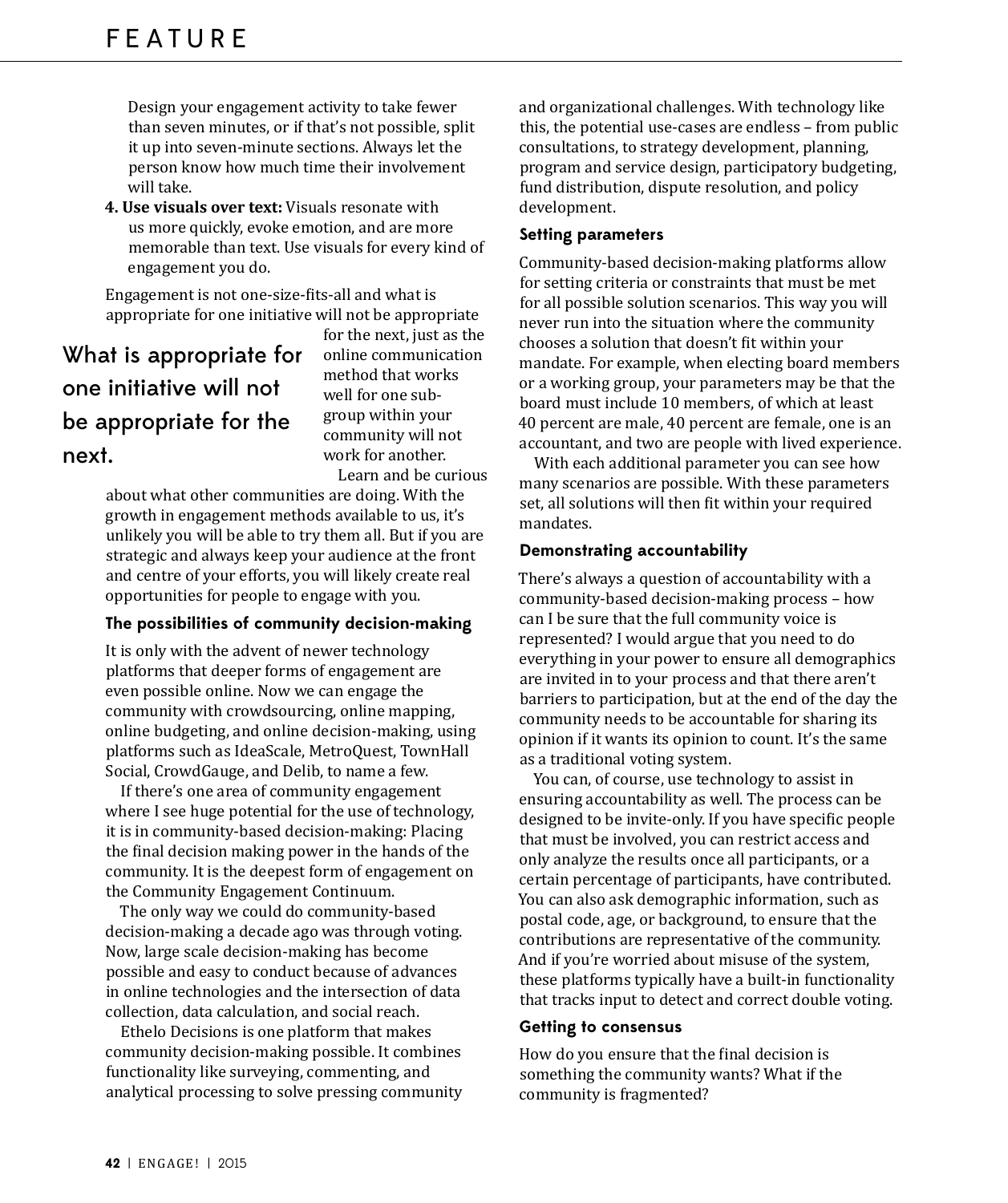Design your engagement activity to take fewer than seven minutes, or if that's not possible, split it up into seven-minute sections. Always let the person know how much time their involvement will take.

4. **Use visuals over text:** Visuals resonate with us more quickly, evoke emotion, and are more memorable than text. Use visuals for every kind of engagement you do.

Engagement is not one-size-fits-all and what is appropriate for one initiative will not be appropriate for the next, just as the online communication method that works well for one sub-group within your community will not work for another.

> What is appropriate for one initiative will not be appropriate for the next.

Learn and be curious about what other communities are doing. With the growth in engagement methods available to us, it's unlikely you will be able to try them all. But if you are strategic and always keep your audience at the front and centre of your efforts, you will likely create real opportunities for people to engage with you.

### The possibilities of community decision-making

It is only with the advent of newer technology platforms that deeper forms of engagement are even possible online. Now we can engage the community with crowdsourcing, online mapping, online budgeting, and online decision-making, using platforms such as IdeaScale, MetroQuest, TownHall Social, CrowdGauge, and Delib, to name a few.

If there's one area of community engagement where I see huge potential for the use of technology, it is in community-based decision-making: Placing the final decision making power in the hands of the community. It is the deepest form of engagement on the Community Engagement Continuum.

The only way we could do community-based decision-making a decade ago was through voting. Now, large scale decision-making has become possible and easy to conduct because of advances in online technologies and the intersection of data collection, data calculation, and social reach.

Ethelo Decisions is one platform that makes community decision-making possible. It combines functionality like surveying, commenting, and analytical processing to solve pressing community and organizational challenges. With technology like this, the potential use-cases are endless – from public consultations, to strategy development, planning, program and service design, participatory budgeting, fund distribution, dispute resolution, and policy development.

### Setting parameters

Community-based decision-making platforms allow for setting criteria or constraints that must be met for all possible solution scenarios. This way you will never run into the situation where the community chooses a solution that doesn't fit within your mandate. For example, when electing board members or a working group, your parameters may be that the board must include 10 members, of which at least 40 percent are male, 40 percent are female, one is an accountant, and two are people with lived experience.

With each additional parameter you can see how many scenarios are possible. With these parameters set, all solutions will then fit within your required mandates.

### Demonstrating accountability

There's always a question of accountability with a community-based decision-making process – how can I be sure that the full community voice is represented? I would argue that you need to do everything in your power to ensure all demographics are invited in to your process and that there aren't barriers to participation, but at the end of the day the community needs to be accountable for sharing its opinion if it wants its opinion to count. It's the same as a traditional voting system.

You can, of course, use technology to assist in ensuring accountability as well. The process can be designed to be invite-only. If you have specific people that must be involved, you can restrict access and only analyze the results once all participants, or a certain percentage of participants, have contributed. You can also ask demographic information, such as postal code, age, or background, to ensure that the contributions are representative of the community. And if you're worried about misuse of the system, these platforms typically have a built-in functionality that tracks input to detect and correct double voting.

### Getting to consensus

How do you ensure that the final decision is something the community wants? What if the community is fragmented?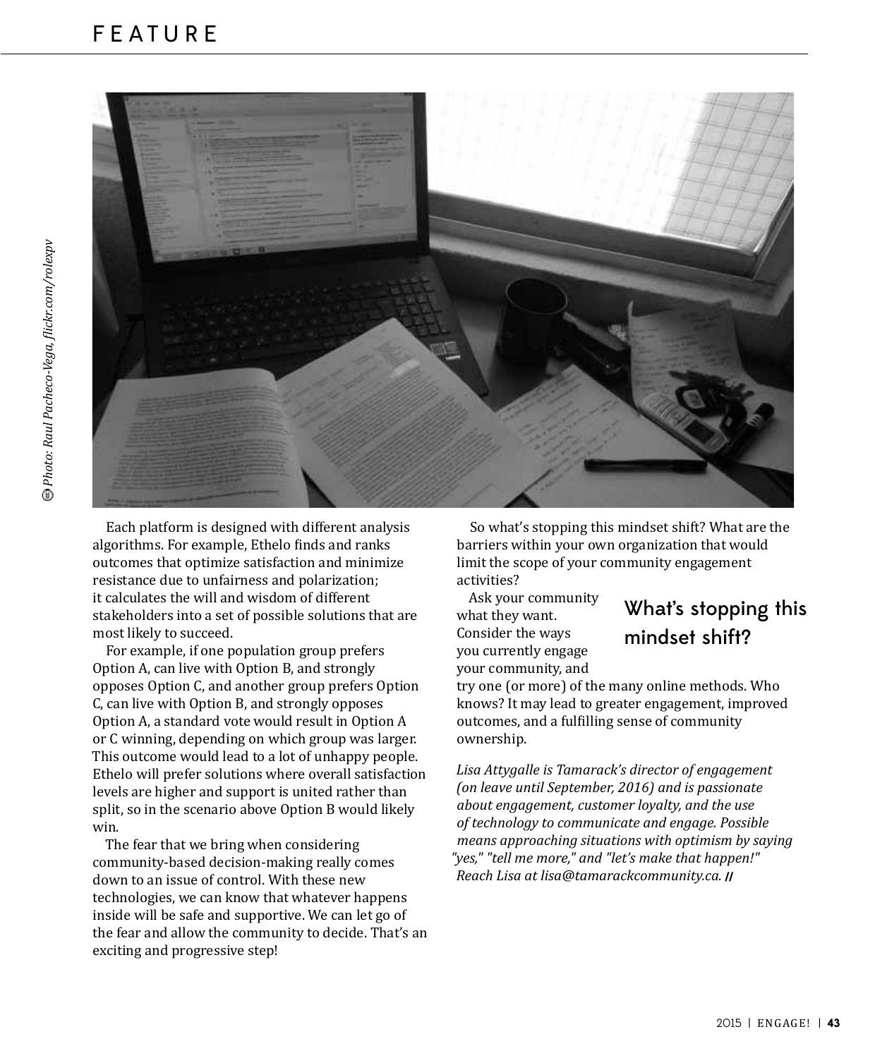Photo: Raul Pacheco-Vega, flickr.com/rolexpv

Each platform is designed with different analysis algorithms. For example, Ethelo finds and ranks outcomes that optimize satisfaction and minimize resistance due to unfairness and polarization; it calculates the will and wisdom of different stakeholders into a set of possible solutions that are most likely to succeed.

For example, if one population group prefers Option A, can live with Option B, and strongly opposes Option C, and another group prefers Option C, can live with Option B, and strongly opposes Option A, a standard vote would result in Option A or C winning, depending on which group was larger. This outcome would lead to a lot of unhappy people. Ethelo will prefer solutions where overall satisfaction levels are higher and support is united rather than split, so in the scenario above Option B would likely win.

The fear that we bring when considering community-based decision-making really comes down to an issue of control. With these new technologies, we can know that whatever happens inside will be safe and supportive. We can let go of the fear and allow the community to decide. That's an exciting and progressive step!

So what's stopping this mindset shift? What are the barriers within your own organization that would limit the scope of your community engagement activities?

> What's stopping this mindset shift?

Ask your community what they want. Consider the ways you currently engage your community, and try one (or more) of the many online methods. Who knows? It may lead to greater engagement, improved outcomes, and a fulfilling sense of community ownership.

*Lisa Attygalle is Tamarack's director of engagement (on leave until September, 2016) and is passionate about engagement, customer loyalty, and the use of technology to communicate and engage. Possible means approaching situations with optimism by saying "yes," "tell me more," and "let's make that happen!" Reach Lisa at lisa@tamarackcommunity.ca.* //